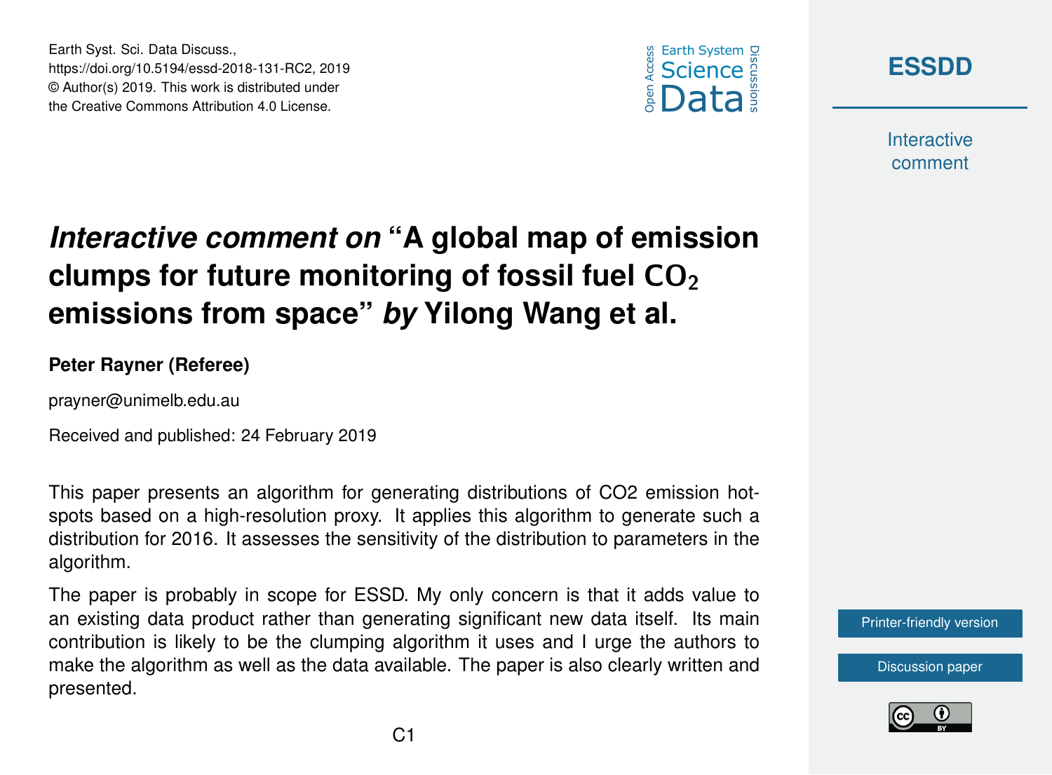Earth Syst. Sci. Data Discuss.,
https://doi.org/10.5194/essd-2018-131-RC2, 2019
© Author(s) 2019. This work is distributed under
the Creative Commons Attribution 4.0 License.

# *Interactive comment on* "A global map of emission clumps for future monitoring of fossil fuel $CO_2$ emissions from space" *by* Yilong Wang et al.

**Peter Rayner (Referee)**

prayner@unimelb.edu.au

Received and published: 24 February 2019

This paper presents an algorithm for generating distributions of CO2 emission hotspots based on a high-resolution proxy. It applies this algorithm to generate such a distribution for 2016. It assesses the sensitivity of the distribution to parameters in the algorithm.

The paper is probably in scope for ESSD. My only concern is that it adds value to an existing data product rather than generating significant new data itself. Its main contribution is likely to be the clumping algorithm it uses and I urge the authors to make the algorithm as well as the data available. The paper is also clearly written and presented.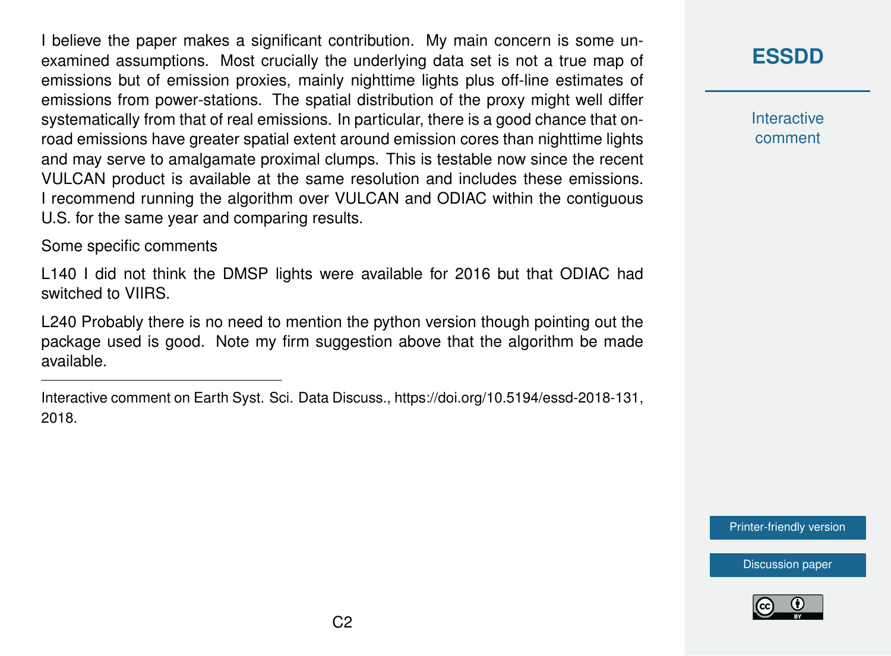I believe the paper makes a significant contribution. My main concern is some unexamined assumptions. Most crucially the underlying data set is not a true map of emissions but of emission proxies, mainly nighttime lights plus off-line estimates of emissions from power-stations. The spatial distribution of the proxy might well differ systematically from that of real emissions. In particular, there is a good chance that on-road emissions have greater spatial extent around emission cores than nighttime lights and may serve to amalgamate proximal clumps. This is testable now since the recent VULCAN product is available at the same resolution and includes these emissions. I recommend running the algorithm over VULCAN and ODIAC within the contiguous U.S. for the same year and comparing results.

Some specific comments

L140 I did not think the DMSP lights were available for 2016 but that ODIAC had switched to VIIRS.

L240 Probably there is no need to mention the python version though pointing out the package used is good. Note my firm suggestion above that the algorithm be made available.

---

Interactive comment on Earth Syst. Sci. Data Discuss., https://doi.org/10.5194/essd-2018-131, 2018.